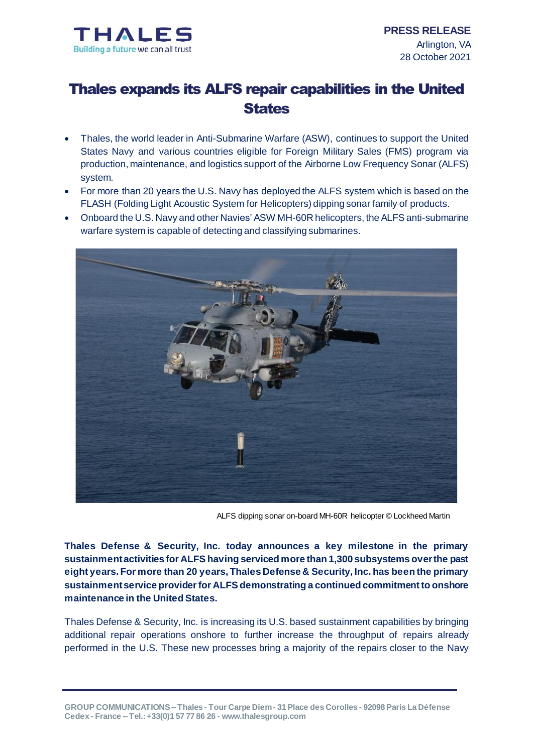**PRESS RELEASE**
Arlington, VA
28 October 2021

# Thales expands its ALFS repair capabilities in the United States

- Thales, the world leader in Anti-Submarine Warfare (ASW), continues to support the United States Navy and various countries eligible for Foreign Military Sales (FMS) program via production, maintenance, and logistics support of the Airborne Low Frequency Sonar (ALFS) system.
- For more than 20 years the U.S. Navy has deployed the ALFS system which is based on the FLASH (Folding Light Acoustic System for Helicopters) dipping sonar family of products.
- Onboard the U.S. Navy and other Navies' ASW MH-60R helicopters, the ALFS anti-submarine warfare system is capable of detecting and classifying submarines.

ALFS dipping sonar on-board MH-60R helicopter © Lockheed Martin

**Thales Defense & Security, Inc. today announces a key milestone in the primary sustainment activities for ALFS having serviced more than 1,300 subsystems over the past eight years. For more than 20 years, Thales Defense & Security, Inc. has been the primary sustainment service provider for ALFS demonstrating a continued commitment to onshore maintenance in the United States.**

Thales Defense & Security, Inc. is increasing its U.S. based sustainment capabilities by bringing additional repair operations onshore to further increase the throughput of repairs already performed in the U.S. These new processes bring a majority of the repairs closer to the Navy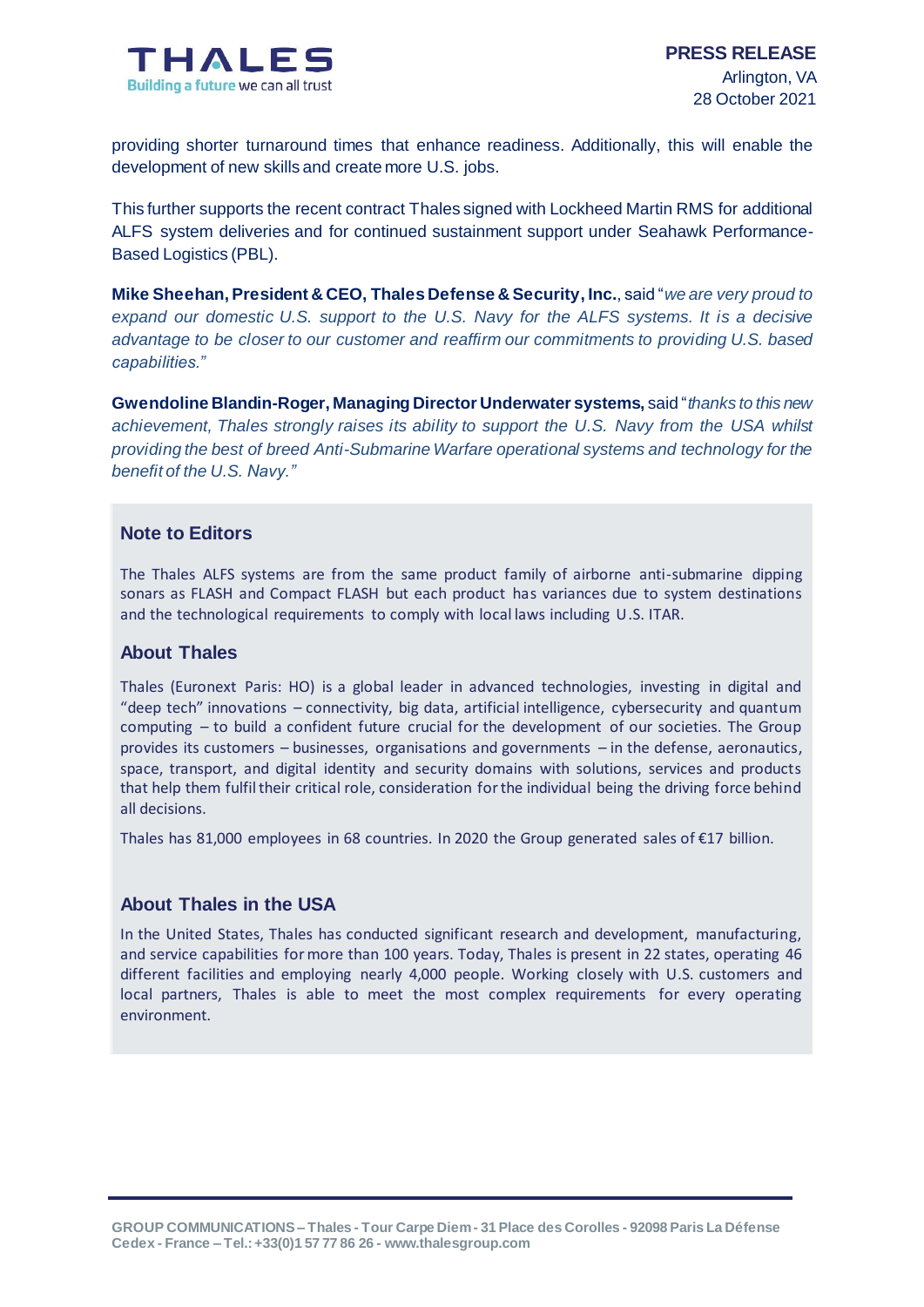providing shorter turnaround times that enhance readiness. Additionally, this will enable the development of new skills and create more U.S. jobs.

This further supports the recent contract Thales signed with Lockheed Martin RMS for additional ALFS system deliveries and for continued sustainment support under Seahawk Performance-Based Logistics (PBL).

**Mike Sheehan, President & CEO, Thales Defense & Security, Inc.**, said "*we are very proud to expand our domestic U.S. support to the U.S. Navy for the ALFS systems. It is a decisive advantage to be closer to our customer and reaffirm our commitments to providing U.S. based capabilities.*"

**Gwendoline Blandin-Roger, Managing Director Underwater systems,** said "*thanks to this new achievement, Thales strongly raises its ability to support the U.S. Navy from the USA whilst providing the best of breed Anti-Submarine Warfare operational systems and technology for the benefit of the U.S. Navy.*"

## Note to Editors

The Thales ALFS systems are from the same product family of airborne anti-submarine dipping sonars as FLASH and Compact FLASH but each product has variances due to system destinations and the technological requirements to comply with local laws including U.S. ITAR.

## About Thales

Thales (Euronext Paris: HO) is a global leader in advanced technologies, investing in digital and "deep tech" innovations – connectivity, big data, artificial intelligence, cybersecurity and quantum computing – to build a confident future crucial for the development of our societies. The Group provides its customers – businesses, organisations and governments – in the defense, aeronautics, space, transport, and digital identity and security domains with solutions, services and products that help them fulfil their critical role, consideration for the individual being the driving force behind all decisions.

Thales has 81,000 employees in 68 countries. In 2020 the Group generated sales of €17 billion.

## About Thales in the USA

In the United States, Thales has conducted significant research and development, manufacturing, and service capabilities for more than 100 years. Today, Thales is present in 22 states, operating 46 different facilities and employing nearly 4,000 people. Working closely with U.S. customers and local partners, Thales is able to meet the most complex requirements for every operating environment.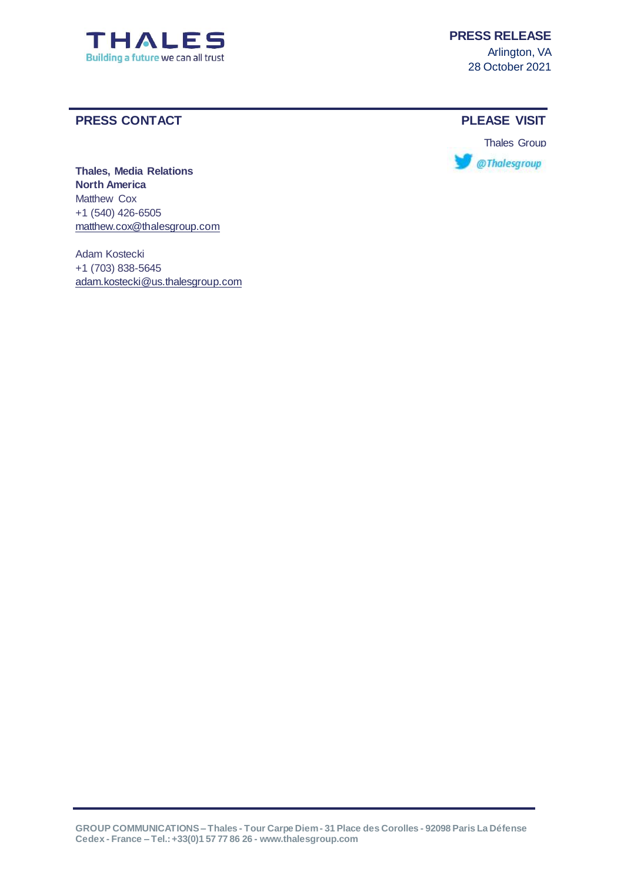**PRESS RELEASE**
Arlington, VA
28 October 2021

## PRESS CONTACT

**Thales, Media Relations**
**North America**
Matthew Cox
+1 (540) 426-6505
matthew.cox@thalesgroup.com

Adam Kostecki
+1 (703) 838-5645
adam.kostecki@us.thalesgroup.com

## PLEASE VISIT

Thales Group
@Thalesgroup

GROUP COMMUNICATIONS – Thales - Tour Carpe Diem - 31 Place des Corolles - 92098 Paris La Défense Cedex - France – Tel.: +33(0)1 57 77 86 26 - www.thalesgroup.com